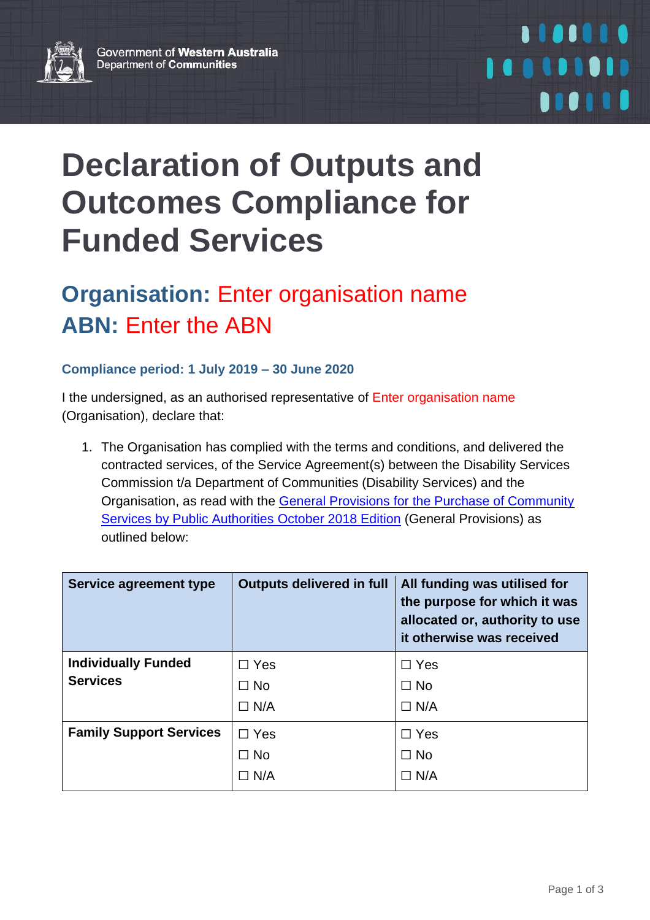Government of **Western Australia**
Department of **Communities**

# Declaration of Outputs and Outcomes Compliance for Funded Services

## Organisation: Enter organisation name
## ABN: Enter the ABN

### Compliance period: 1 July 2019 – 30 June 2020

I the undersigned, as an authorised representative of Enter organisation name (Organisation), declare that:

1. The Organisation has complied with the terms and conditions, and delivered the contracted services, of the Service Agreement(s) between the Disability Services Commission t/a Department of Communities (Disability Services) and the Organisation, as read with the General Provisions for the Purchase of Community Services by Public Authorities October 2018 Edition (General Provisions) as outlined below:

| Service agreement type | Outputs delivered in full | All funding was utilised for the purpose for which it was allocated or, authority to use it otherwise was received |
|---|---|---|
| **Individually Funded Services** | ☐ Yes<br>☐ No<br>☐ N/A | ☐ Yes<br>☐ No<br>☐ N/A |
| **Family Support Services** | ☐ Yes<br>☐ No<br>☐ N/A | ☐ Yes<br>☐ No<br>☐ N/A |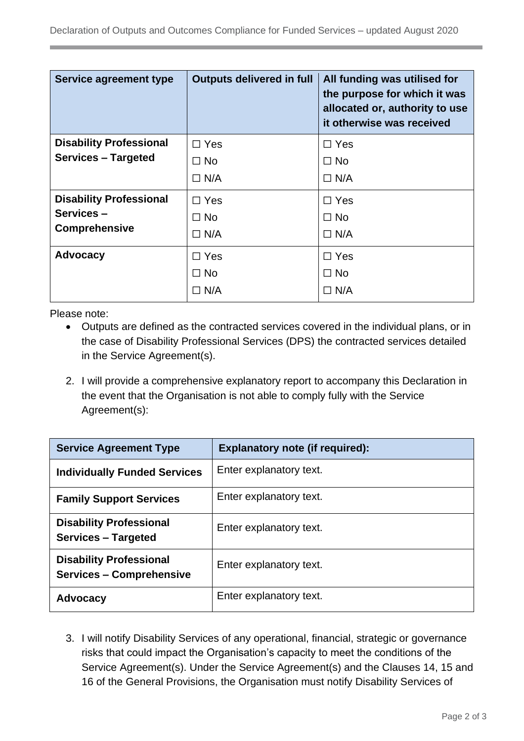| Service agreement type | Outputs delivered in full | All funding was utilised for the purpose for which it was allocated or, authority to use it otherwise was received |
|---|---|---|
| **Disability Professional Services – Targeted** | ☐ Yes<br>☐ No<br>☐ N/A | ☐ Yes<br>☐ No<br>☐ N/A |
| **Disability Professional Services – Comprehensive** | ☐ Yes<br>☐ No<br>☐ N/A | ☐ Yes<br>☐ No<br>☐ N/A |
| **Advocacy** | ☐ Yes<br>☐ No<br>☐ N/A | ☐ Yes<br>☐ No<br>☐ N/A |

Please note:

- Outputs are defined as the contracted services covered in the individual plans, or in the case of Disability Professional Services (DPS) the contracted services detailed in the Service Agreement(s).

2. I will provide a comprehensive explanatory report to accompany this Declaration in the event that the Organisation is not able to comply fully with the Service Agreement(s):

| Service Agreement Type | Explanatory note (if required): |
|---|---|
| **Individually Funded Services** | Enter explanatory text. |
| **Family Support Services** | Enter explanatory text. |
| **Disability Professional Services – Targeted** | Enter explanatory text. |
| **Disability Professional Services – Comprehensive** | Enter explanatory text. |
| **Advocacy** | Enter explanatory text. |

3. I will notify Disability Services of any operational, financial, strategic or governance risks that could impact the Organisation's capacity to meet the conditions of the Service Agreement(s). Under the Service Agreement(s) and the Clauses 14, 15 and 16 of the General Provisions, the Organisation must notify Disability Services of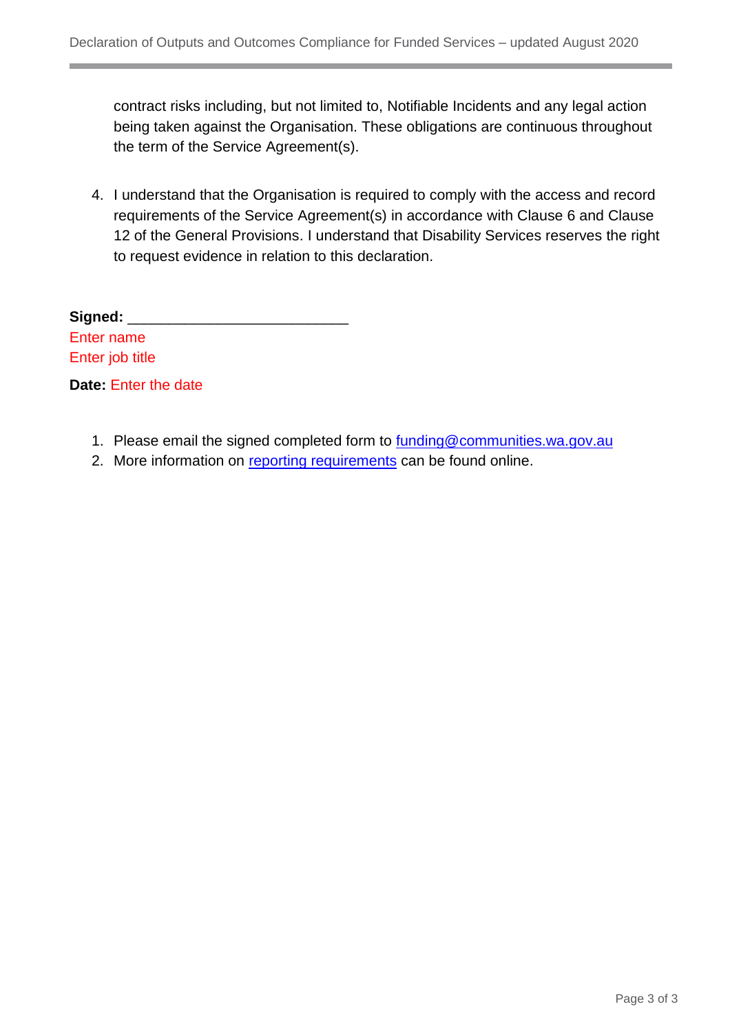contract risks including, but not limited to, Notifiable Incidents and any legal action being taken against the Organisation. These obligations are continuous throughout the term of the Service Agreement(s).

4. I understand that the Organisation is required to comply with the access and record requirements of the Service Agreement(s) in accordance with Clause 6 and Clause 12 of the General Provisions. I understand that Disability Services reserves the right to request evidence in relation to this declaration.

**Signed:** ___________________________

Enter name

Enter job title

**Date:** Enter the date

1. Please email the signed completed form to funding@communities.wa.gov.au
2. More information on reporting requirements can be found online.